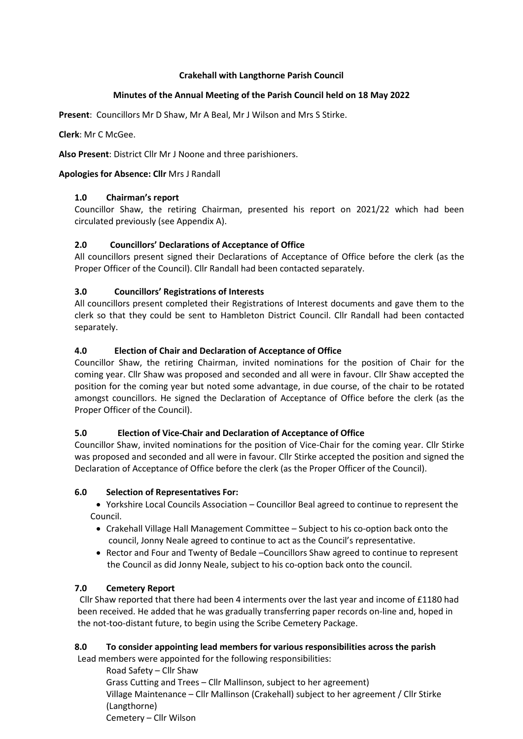**Crakehall with Langthorne Parish Council**

**Minutes of the Annual Meeting of the Parish Council held on 18 May 2022**

**Present**: Councillors Mr D Shaw, Mr A Beal, Mr J Wilson and Mrs S Stirke.

**Clerk**: Mr C McGee.

**Also Present**: District Cllr Mr J Noone and three parishioners.

**Apologies for Absence: Cllr** Mrs J Randall

### 1.0 Chairman's report

Councillor Shaw, the retiring Chairman, presented his report on 2021/22 which had been circulated previously (see Appendix A).

### 2.0 Councillors' Declarations of Acceptance of Office

All councillors present signed their Declarations of Acceptance of Office before the clerk (as the Proper Officer of the Council). Cllr Randall had been contacted separately.

### 3.0 Councillors' Registrations of Interests

All councillors present completed their Registrations of Interest documents and gave them to the clerk so that they could be sent to Hambleton District Council. Cllr Randall had been contacted separately.

### 4.0 Election of Chair and Declaration of Acceptance of Office

Councillor Shaw, the retiring Chairman, invited nominations for the position of Chair for the coming year. Cllr Shaw was proposed and seconded and all were in favour. Cllr Shaw accepted the position for the coming year but noted some advantage, in due course, of the chair to be rotated amongst councillors. He signed the Declaration of Acceptance of Office before the clerk (as the Proper Officer of the Council).

### 5.0 Election of Vice-Chair and Declaration of Acceptance of Office

Councillor Shaw, invited nominations for the position of Vice-Chair for the coming year. Cllr Stirke was proposed and seconded and all were in favour. Cllr Stirke accepted the position and signed the Declaration of Acceptance of Office before the clerk (as the Proper Officer of the Council).

### 6.0 Selection of Representatives For:

- Yorkshire Local Councils Association – Councillor Beal agreed to continue to represent the Council.
- Crakehall Village Hall Management Committee – Subject to his co-option back onto the council, Jonny Neale agreed to continue to act as the Council's representative.
- Rector and Four and Twenty of Bedale –Councillors Shaw agreed to continue to represent the Council as did Jonny Neale, subject to his co-option back onto the council.

### 7.0 Cemetery Report

Cllr Shaw reported that there had been 4 interments over the last year and income of £1180 had been received. He added that he was gradually transferring paper records on-line and, hoped in the not-too-distant future, to begin using the Scribe Cemetery Package.

### 8.0 To consider appointing lead members for various responsibilities across the parish

Lead members were appointed for the following responsibilities:

Road Safety – Cllr Shaw
Grass Cutting and Trees – Cllr Mallinson, subject to her agreement)
Village Maintenance – Cllr Mallinson (Crakehall) subject to her agreement / Cllr Stirke (Langthorne)
Cemetery – Cllr Wilson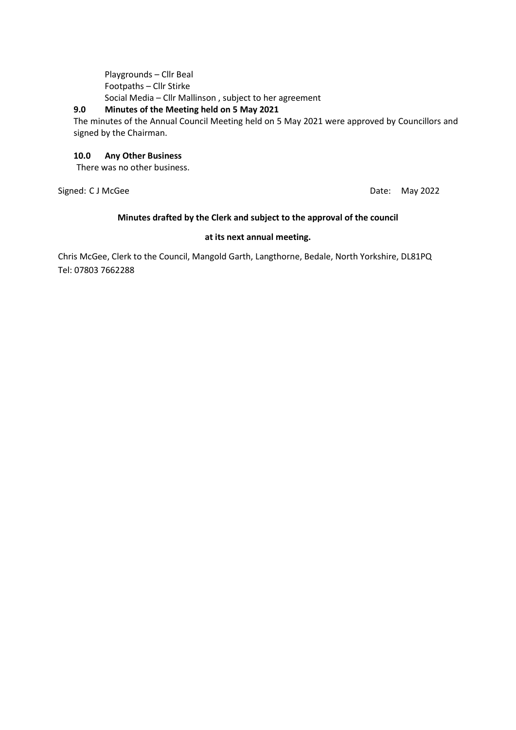Playgrounds – Cllr Beal
Footpaths – Cllr Stirke
Social Media – Cllr Mallinson , subject to her agreement

### 9.0 Minutes of the Meeting held on 5 May 2021

The minutes of the Annual Council Meeting held on 5 May 2021 were approved by Councillors and signed by the Chairman.

### 10.0 Any Other Business

There was no other business.

Signed: C J McGee Date: May 2022

**Minutes drafted by the Clerk and subject to the approval of the council at its next annual meeting.**

Chris McGee, Clerk to the Council, Mangold Garth, Langthorne, Bedale, North Yorkshire, DL81PQ
Tel: 07803 7662288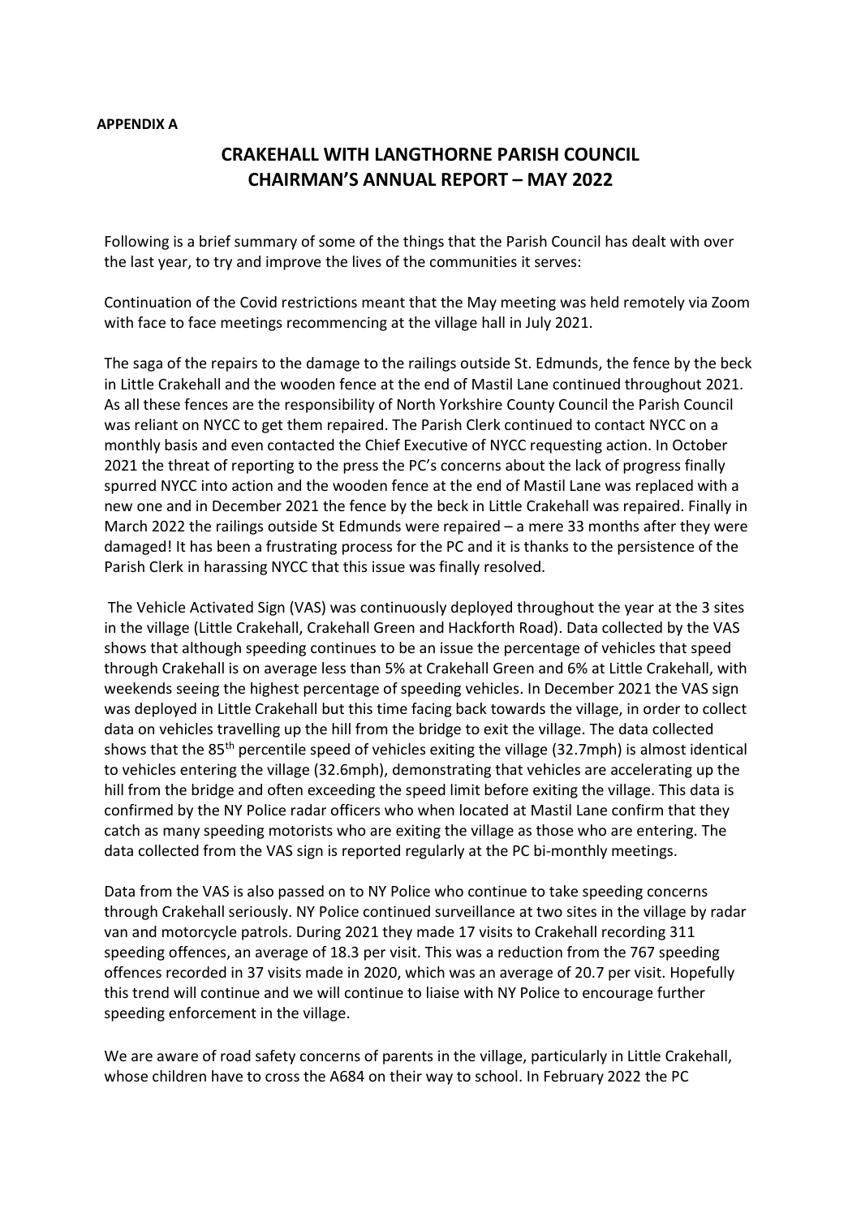**APPENDIX A**

# CRAKEHALL WITH LANGTHORNE PARISH COUNCIL
# CHAIRMAN'S ANNUAL REPORT – MAY 2022

Following is a brief summary of some of the things that the Parish Council has dealt with over the last year, to try and improve the lives of the communities it serves:

Continuation of the Covid restrictions meant that the May meeting was held remotely via Zoom with face to face meetings recommencing at the village hall in July 2021.

The saga of the repairs to the damage to the railings outside St. Edmunds, the fence by the beck in Little Crakehall and the wooden fence at the end of Mastil Lane continued throughout 2021. As all these fences are the responsibility of North Yorkshire County Council the Parish Council was reliant on NYCC to get them repaired. The Parish Clerk continued to contact NYCC on a monthly basis and even contacted the Chief Executive of NYCC requesting action. In October 2021 the threat of reporting to the press the PC's concerns about the lack of progress finally spurred NYCC into action and the wooden fence at the end of Mastil Lane was replaced with a new one and in December 2021 the fence by the beck in Little Crakehall was repaired. Finally in March 2022 the railings outside St Edmunds were repaired – a mere 33 months after they were damaged! It has been a frustrating process for the PC and it is thanks to the persistence of the Parish Clerk in harassing NYCC that this issue was finally resolved.

The Vehicle Activated Sign (VAS) was continuously deployed throughout the year at the 3 sites in the village (Little Crakehall, Crakehall Green and Hackforth Road). Data collected by the VAS shows that although speeding continues to be an issue the percentage of vehicles that speed through Crakehall is on average less than 5% at Crakehall Green and 6% at Little Crakehall, with weekends seeing the highest percentage of speeding vehicles. In December 2021 the VAS sign was deployed in Little Crakehall but this time facing back towards the village, in order to collect data on vehicles travelling up the hill from the bridge to exit the village. The data collected shows that the 85th percentile speed of vehicles exiting the village (32.7mph) is almost identical to vehicles entering the village (32.6mph), demonstrating that vehicles are accelerating up the hill from the bridge and often exceeding the speed limit before exiting the village. This data is confirmed by the NY Police radar officers who when located at Mastil Lane confirm that they catch as many speeding motorists who are exiting the village as those who are entering. The data collected from the VAS sign is reported regularly at the PC bi-monthly meetings.

Data from the VAS is also passed on to NY Police who continue to take speeding concerns through Crakehall seriously. NY Police continued surveillance at two sites in the village by radar van and motorcycle patrols. During 2021 they made 17 visits to Crakehall recording 311 speeding offences, an average of 18.3 per visit. This was a reduction from the 767 speeding offences recorded in 37 visits made in 2020, which was an average of 20.7 per visit. Hopefully this trend will continue and we will continue to liaise with NY Police to encourage further speeding enforcement in the village.

We are aware of road safety concerns of parents in the village, particularly in Little Crakehall, whose children have to cross the A684 on their way to school. In February 2022 the PC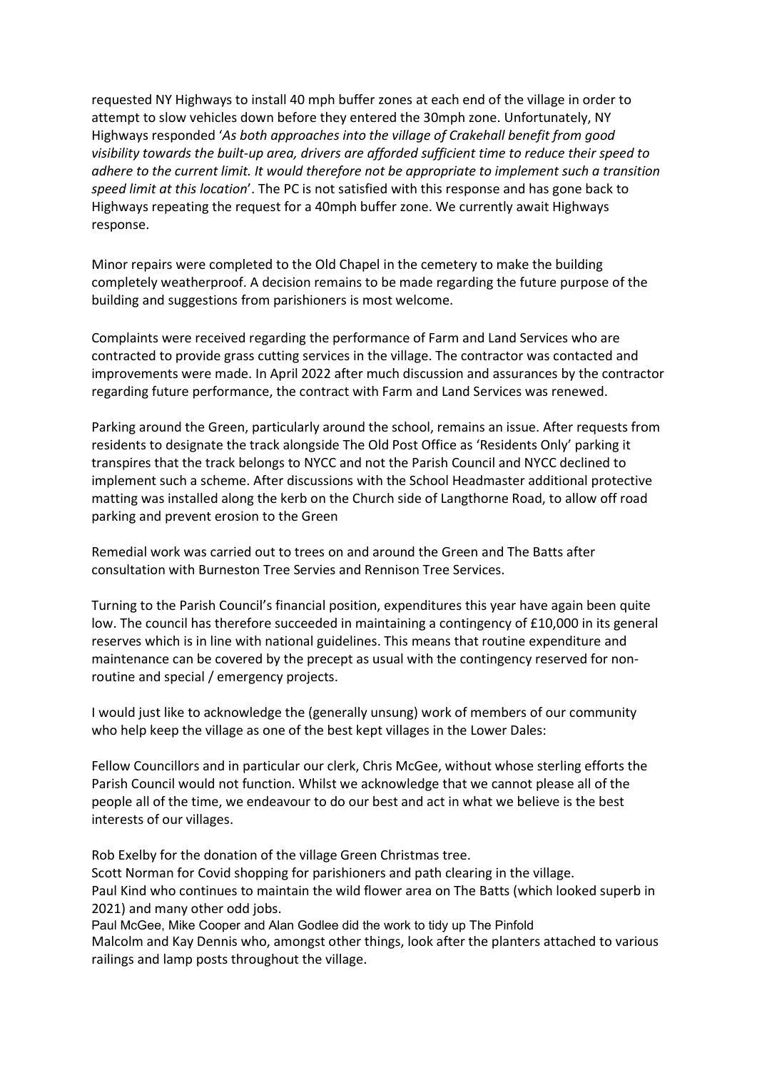requested NY Highways to install 40 mph buffer zones at each end of the village in order to attempt to slow vehicles down before they entered the 30mph zone. Unfortunately, NY Highways responded '*As both approaches into the village of Crakehall benefit from good visibility towards the built-up area, drivers are afforded sufficient time to reduce their speed to adhere to the current limit. It would therefore not be appropriate to implement such a transition speed limit at this location*'. The PC is not satisfied with this response and has gone back to Highways repeating the request for a 40mph buffer zone. We currently await Highways response.

Minor repairs were completed to the Old Chapel in the cemetery to make the building completely weatherproof. A decision remains to be made regarding the future purpose of the building and suggestions from parishioners is most welcome.

Complaints were received regarding the performance of Farm and Land Services who are contracted to provide grass cutting services in the village. The contractor was contacted and improvements were made. In April 2022 after much discussion and assurances by the contractor regarding future performance, the contract with Farm and Land Services was renewed.

Parking around the Green, particularly around the school, remains an issue. After requests from residents to designate the track alongside The Old Post Office as 'Residents Only' parking it transpires that the track belongs to NYCC and not the Parish Council and NYCC declined to implement such a scheme. After discussions with the School Headmaster additional protective matting was installed along the kerb on the Church side of Langthorne Road, to allow off road parking and prevent erosion to the Green

Remedial work was carried out to trees on and around the Green and The Batts after consultation with Burneston Tree Servies and Rennison Tree Services.

Turning to the Parish Council's financial position, expenditures this year have again been quite low. The council has therefore succeeded in maintaining a contingency of £10,000 in its general reserves which is in line with national guidelines. This means that routine expenditure and maintenance can be covered by the precept as usual with the contingency reserved for non-routine and special / emergency projects.

I would just like to acknowledge the (generally unsung) work of members of our community who help keep the village as one of the best kept villages in the Lower Dales:

Fellow Councillors and in particular our clerk, Chris McGee, without whose sterling efforts the Parish Council would not function. Whilst we acknowledge that we cannot please all of the people all of the time, we endeavour to do our best and act in what we believe is the best interests of our villages.

Rob Exelby for the donation of the village Green Christmas tree.
Scott Norman for Covid shopping for parishioners and path clearing in the village.
Paul Kind who continues to maintain the wild flower area on The Batts (which looked superb in 2021) and many other odd jobs.
Paul McGee, Mike Cooper and Alan Godlee did the work to tidy up The Pinfold
Malcolm and Kay Dennis who, amongst other things, look after the planters attached to various railings and lamp posts throughout the village.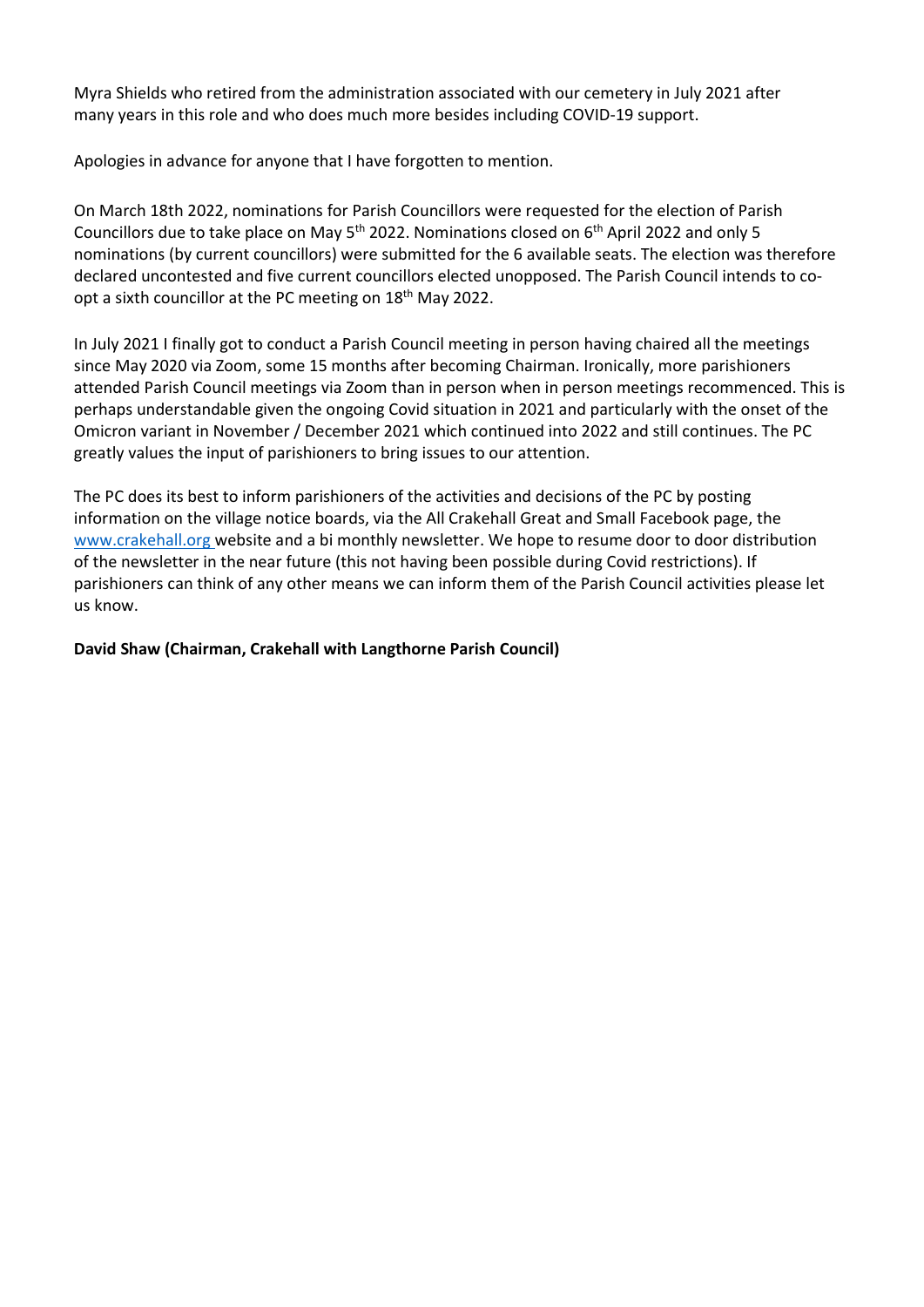Myra Shields who retired from the administration associated with our cemetery in July 2021 after many years in this role and who does much more besides including COVID-19 support.

Apologies in advance for anyone that I have forgotten to mention.

On March 18th 2022, nominations for Parish Councillors were requested for the election of Parish Councillors due to take place on May 5th 2022. Nominations closed on 6th April 2022 and only 5 nominations (by current councillors) were submitted for the 6 available seats. The election was therefore declared uncontested and five current councillors elected unopposed. The Parish Council intends to co-opt a sixth councillor at the PC meeting on 18th May 2022.

In July 2021 I finally got to conduct a Parish Council meeting in person having chaired all the meetings since May 2020 via Zoom, some 15 months after becoming Chairman. Ironically, more parishioners attended Parish Council meetings via Zoom than in person when in person meetings recommenced. This is perhaps understandable given the ongoing Covid situation in 2021 and particularly with the onset of the Omicron variant in November / December 2021 which continued into 2022 and still continues. The PC greatly values the input of parishioners to bring issues to our attention.

The PC does its best to inform parishioners of the activities and decisions of the PC by posting information on the village notice boards, via the All Crakehall Great and Small Facebook page, the www.crakehall.org website and a bi monthly newsletter. We hope to resume door to door distribution of the newsletter in the near future (this not having been possible during Covid restrictions). If parishioners can think of any other means we can inform them of the Parish Council activities please let us know.

**David Shaw (Chairman, Crakehall with Langthorne Parish Council)**